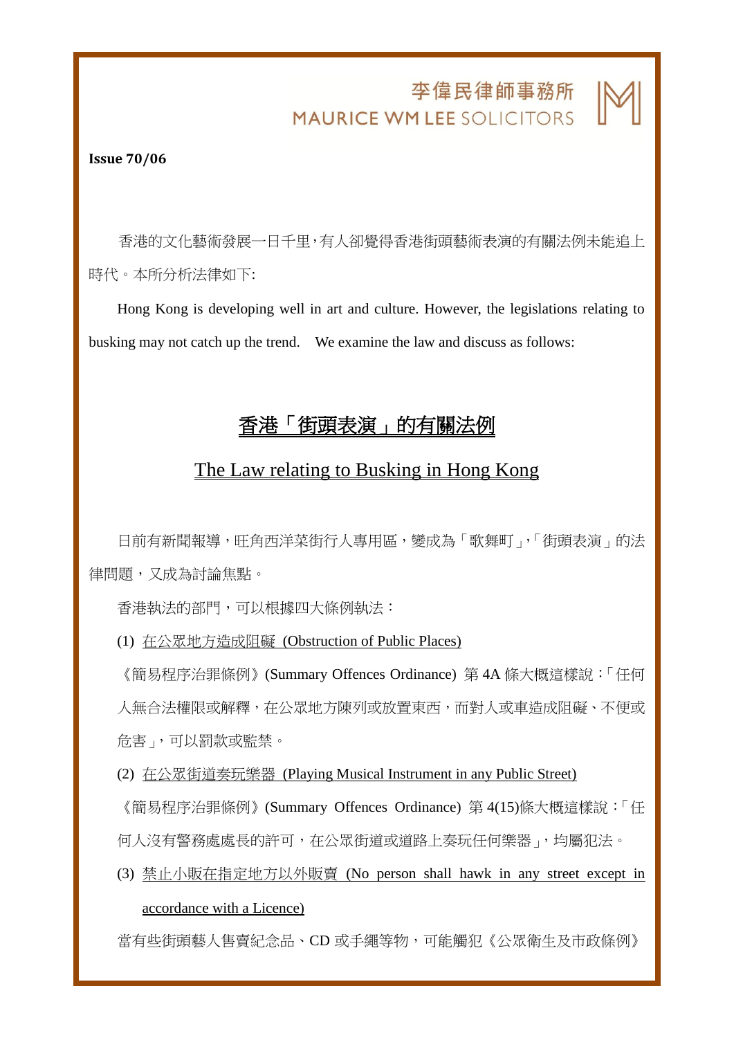李偉民律師事務所
MAURICE WM LEE SOLICITORS

**Issue 70/06**

香港的文化藝術發展一日千里，有人卻覺得香港街頭藝術表演的有關法例未能追上時代。本所分析法律如下:

Hong Kong is developing well in art and culture. However, the legislations relating to busking may not catch up the trend. We examine the law and discuss as follows:

# 香港「街頭表演」的有關法例

## The Law relating to Busking in Hong Kong

日前有新聞報導，旺角西洋菜街行人專用區，變成為「歌舞町」，「街頭表演」的法律問題，又成為討論焦點。

香港執法的部門，可以根據四大條例執法：

(1) 在公眾地方造成阻礙 (Obstruction of Public Places)

《簡易程序治罪條例》(Summary Offences Ordinance) 第 4A 條大概這樣說：「任何人無合法權限或解釋，在公眾地方陳列或放置東西，而對人或車造成阻礙、不便或危害」，可以罰款或監禁。

(2) 在公眾街道奏玩樂器 (Playing Musical Instrument in any Public Street)

《簡易程序治罪條例》(Summary Offences Ordinance) 第 4(15)條大概這樣說：「任何人沒有警務處處長的許可，在公眾街道或道路上奏玩任何樂器」，均屬犯法。

(3) 禁止小販在指定地方以外販賣 (No person shall hawk in any street except in accordance with a Licence)

當有些街頭藝人售賣紀念品、CD 或手繩等物，可能觸犯《公眾衞生及市政條例》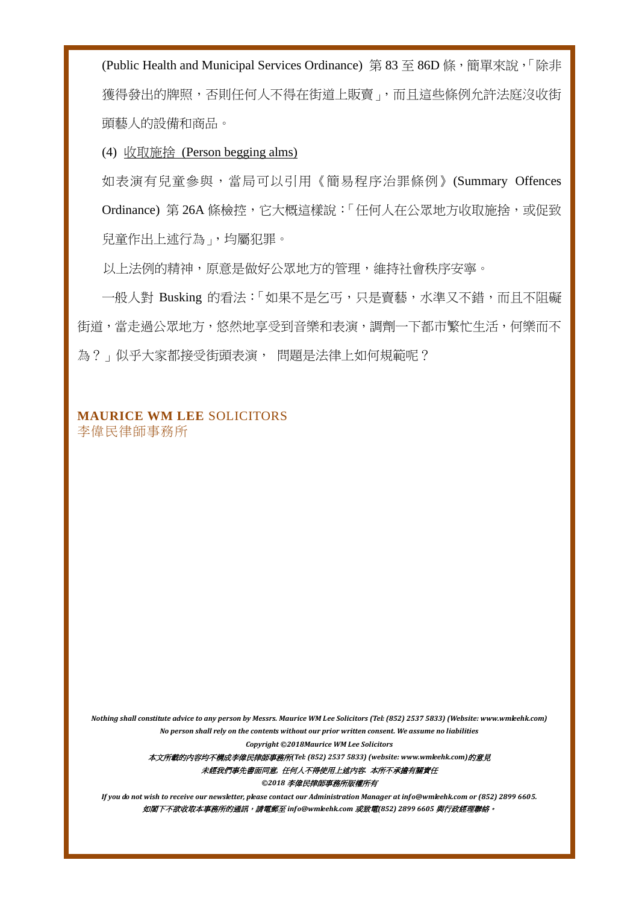(Public Health and Municipal Services Ordinance) 第 83 至 86D 條，簡單來說，「除非獲得發出的牌照，否則任何人不得在街道上販賣」，而且這些條例允許法庭沒收街頭藝人的設備和商品。

(4) 收取施捨 (Person begging alms)

如表演有兒童參與，當局可以引用《簡易程序治罪條例》(Summary Offences Ordinance) 第 26A 條檢控，它大概這樣說：「任何人在公眾地方收取施捨，或促致兒童作出上述行為」，均屬犯罪。

以上法例的精神，原意是做好公眾地方的管理，維持社會秩序安寧。

一般人對 Busking 的看法：「如果不是乞丐，只是賣藝，水準又不錯，而且不阻礙街道，當走過公眾地方，悠然地享受到音樂和表演，調劑一下都市繁忙生活，何樂而不為？」似乎大家都接受街頭表演， 問題是法律上如何規範呢？

**MAURICE WM LEE** SOLICITORS
李偉民律師事務所

*Nothing shall constitute advice to any person by Messrs. Maurice WM Lee Solicitors (Tel: (852) 2537 5833) (Website: www.wmleehk.com)*
*No person shall rely on the contents without our prior written consent. We assume no liabilities*
*Copyright ©2018Maurice WM Lee Solicitors*
*本文所載的內容均不構成李偉民律師事務所(Tel: (852) 2537 5833) (website: www.wmleehk.com)的意見*
*未經我們事先書面同意, 任何人不得使用上述內容. 本所不承擔有關責任*
*©2018 李偉民律師事務所版權所有*
*If you do not wish to receive our newsletter, please contact our Administration Manager at info@wmleehk.com or (852) 2899 6605.*
*如閣下不欲收取本事務所的通訊，請電郵至 info@wmleehk.com 或致電(852) 2899 6605 與行政經理聯絡。*